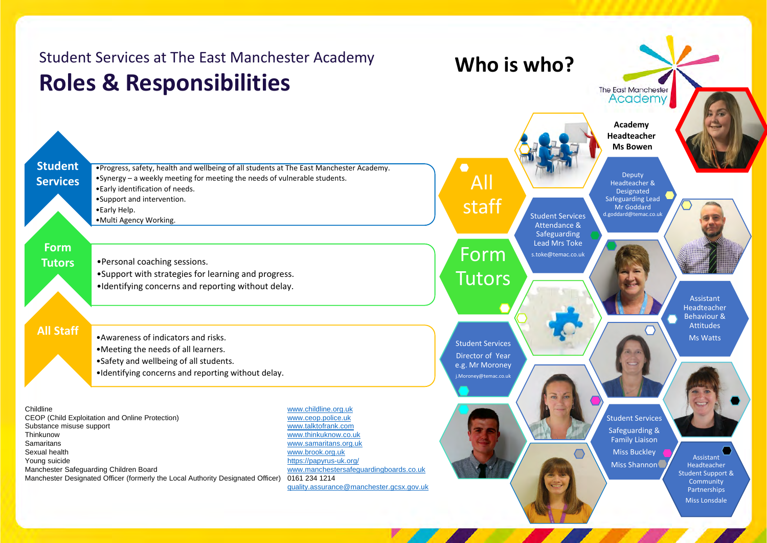Student Services at The East Manchester Academy

# Roles & Responsibilities

## Student Services

- Progress, safety, health and wellbeing of all students at The East Manchester Academy.
- Synergy – a weekly meeting for meeting the needs of vulnerable students.
- Early identification of needs.
- Support and intervention.
- Early Help.
- Multi Agency Working.

## Form Tutors

- Personal coaching sessions.
- Support with strategies for learning and progress.
- Identifying concerns and reporting without delay.

## All Staff

- Awareness of indicators and risks.
- Meeting the needs of all learners.
- Safety and wellbeing of all students.
- Identifying concerns and reporting without delay.

| | |
|---|---|
| Childline | www.childline.org.uk |
| CEOP (Child Exploitation and Online Protection) | www.ceop.police.uk |
| Substance misuse support | www.talktofrank.com |
| Thinkunow | www.thinkuknow.co.uk |
| Samaritans | www.samaritans.org.uk |
| Sexual health | www.brook.org.uk |
| Young suicide | https://papyrus-uk.org/ |
| Manchester Safeguarding Children Board | www.manchestersafeguardingboards.co.uk |
| Manchester Designated Officer (formerly the Local Authority Designated Officer) | 0161 234 1214 quality.assurance@manchester.gcsx.gov.uk |

# Who is who?

The East Manchester Academy

All staff

Form Tutors

**Academy Headteacher Ms Bowen**

Deputy Headteacher & Designated Safeguarding Lead Mr Goddard d.goddard@temac.co.uk

Student Services Attendance & Safeguarding Lead Mrs Toke s.toke@temac.co.uk

Assistant Headteacher Behaviour & Attitudes Ms Watts

Student Services Director of Year e.g. Mr Moroney j.Moroney@temac.co.uk

Student Services Safeguarding & Family Liaison Miss Buckley Miss Shannon

Assistant Headteacher Student Support & Community Partnerships Miss Lonsdale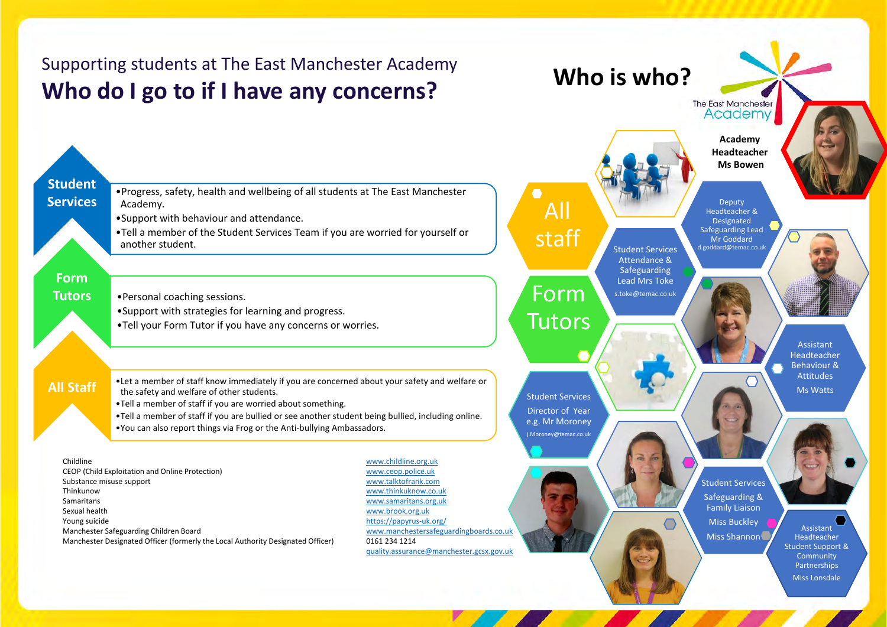Supporting students at The East Manchester Academy

# Who do I go to if I have any concerns?

## Student Services

- Progress, safety, health and wellbeing of all students at The East Manchester Academy.
- Support with behaviour and attendance.
- Tell a member of the Student Services Team if you are worried for yourself or another student.

## Form Tutors

- Personal coaching sessions.
- Support with strategies for learning and progress.
- Tell your Form Tutor if you have any concerns or worries.

## All Staff

- Let a member of staff know immediately if you are concerned about your safety and welfare or the safety and welfare of other students.
- Tell a member of staff if you are worried about something.
- Tell a member of staff if you are bullied or see another student being bullied, including online.
- You can also report things via Frog or the Anti-bullying Ambassadors.

| | |
|---|---|
| Childline | www.childline.org.uk |
| CEOP (Child Exploitation and Online Protection) | www.ceop.police.uk |
| Substance misuse support | www.talktofrank.com |
| Thinkunow | www.thinkuknow.co.uk |
| Samaritans | www.samaritans.org.uk |
| Sexual health | www.brook.org.uk |
| Young suicide | https://papyrus-uk.org/ |
| Manchester Safeguarding Children Board | www.manchestersafeguardingboards.co.uk |
| Manchester Designated Officer (formerly the Local Authority Designated Officer) | 0161 234 1214<br>quality.assurance@manchester.gcsx.gov.uk |

# Who is who?

The East Manchester Academy

**Academy Headteacher Ms Bowen**

All staff

Form Tutors

Deputy Headteacher & Designated Safeguarding Lead Mr Goddard
d.goddard@temac.co.uk

Student Services Attendance & Safeguarding Lead Mrs Toke
s.toke@temac.co.uk

Assistant Headteacher Behaviour & Attitudes
Ms Watts

Student Services Director of Year e.g. Mr Moroney
j.Moroney@temac.co.uk

Student Services Safeguarding & Family Liaison
Miss Buckley
Miss Shannon

Assistant Headteacher Student Support & Community Partnerships
Miss Lonsdale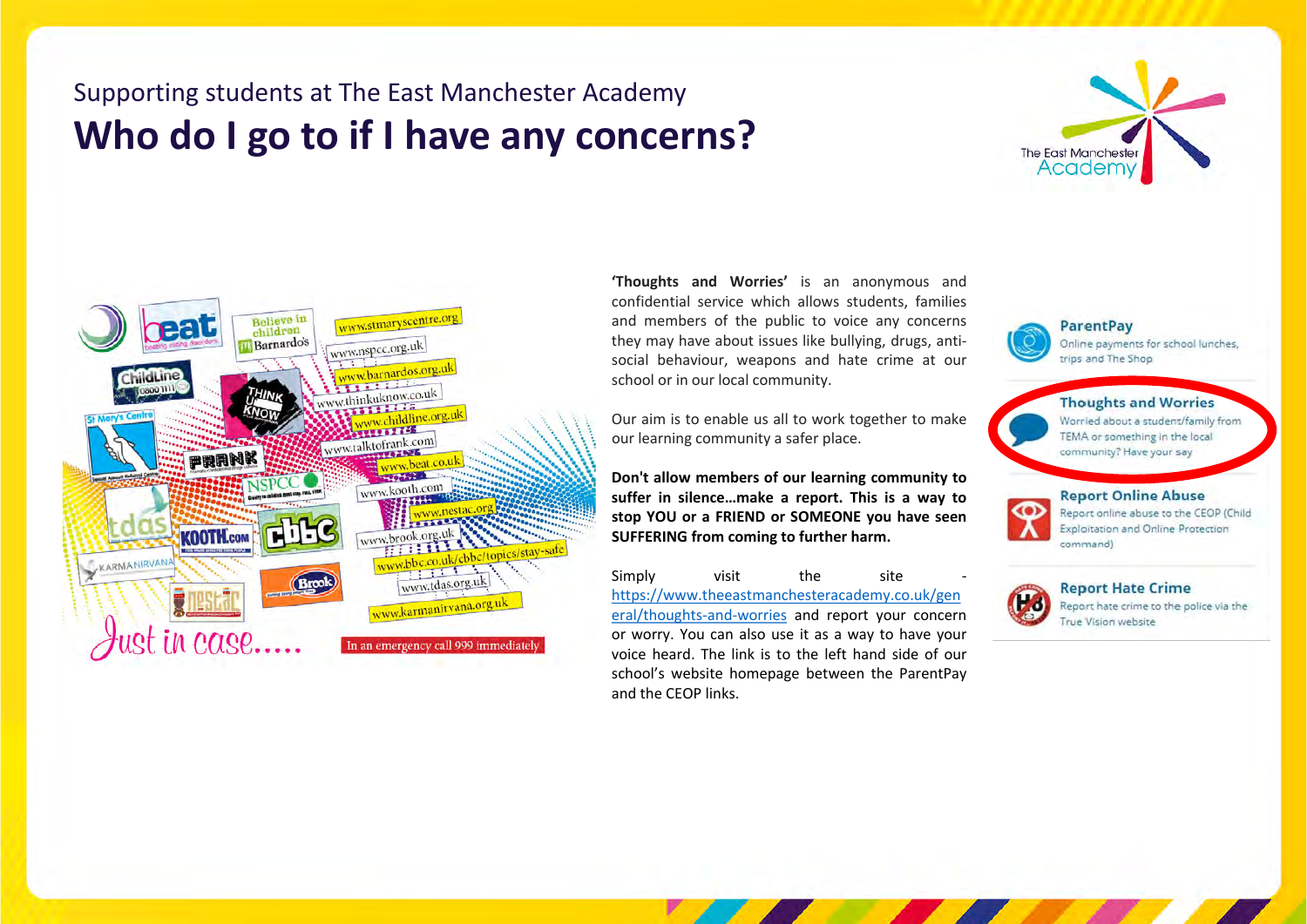Supporting students at The East Manchester Academy

# Who do I go to if I have any concerns?

**'Thoughts and Worries'** is an anonymous and confidential service which allows students, families and members of the public to voice any concerns they may have about issues like bullying, drugs, anti-social behaviour, weapons and hate crime at our school or in our local community.

Our aim is to enable us all to work together to make our learning community a safer place.

**Don't allow members of our learning community to suffer in silence…make a report. This is a way to stop YOU or a FRIEND or SOMEONE you have seen SUFFERING from coming to further harm.**

Simply visit the site - https://www.theeastmanchesteracademy.co.uk/general/thoughts-and-worries and report your concern or worry. You can also use it as a way to have your voice heard. The link is to the left hand side of our school's website homepage between the ParentPay and the CEOP links.